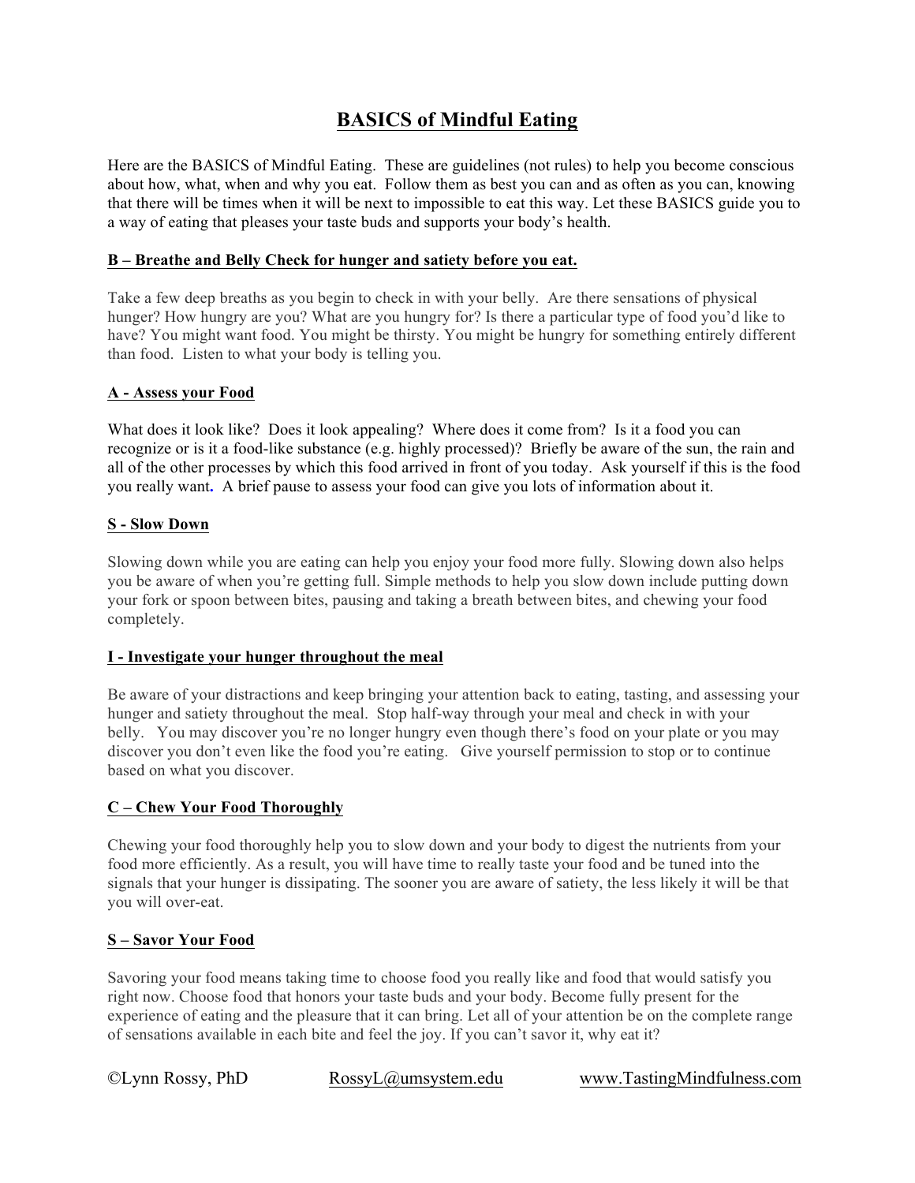# BASICS of Mindful Eating

Here are the BASICS of Mindful Eating. These are guidelines (not rules) to help you become conscious about how, what, when and why you eat. Follow them as best you can and as often as you can, knowing that there will be times when it will be next to impossible to eat this way. Let these BASICS guide you to a way of eating that pleases your taste buds and supports your body's health.

### B – Breathe and Belly Check for hunger and satiety before you eat.

Take a few deep breaths as you begin to check in with your belly. Are there sensations of physical hunger? How hungry are you? What are you hungry for? Is there a particular type of food you'd like to have? You might want food. You might be thirsty. You might be hungry for something entirely different than food. Listen to what your body is telling you.

### A - Assess your Food

What does it look like? Does it look appealing? Where does it come from? Is it a food you can recognize or is it a food-like substance (e.g. highly processed)? Briefly be aware of the sun, the rain and all of the other processes by which this food arrived in front of you today. Ask yourself if this is the food you really want. A brief pause to assess your food can give you lots of information about it.

### S - Slow Down

Slowing down while you are eating can help you enjoy your food more fully. Slowing down also helps you be aware of when you're getting full. Simple methods to help you slow down include putting down your fork or spoon between bites, pausing and taking a breath between bites, and chewing your food completely.

### I - Investigate your hunger throughout the meal

Be aware of your distractions and keep bringing your attention back to eating, tasting, and assessing your hunger and satiety throughout the meal. Stop half-way through your meal and check in with your belly. You may discover you're no longer hungry even though there's food on your plate or you may discover you don't even like the food you're eating. Give yourself permission to stop or to continue based on what you discover.

### C – Chew Your Food Thoroughly

Chewing your food thoroughly help you to slow down and your body to digest the nutrients from your food more efficiently. As a result, you will have time to really taste your food and be tuned into the signals that your hunger is dissipating. The sooner you are aware of satiety, the less likely it will be that you will over-eat.

### S – Savor Your Food

Savoring your food means taking time to choose food you really like and food that would satisfy you right now. Choose food that honors your taste buds and your body. Become fully present for the experience of eating and the pleasure that it can bring. Let all of your attention be on the complete range of sensations available in each bite and feel the joy. If you can't savor it, why eat it?

©Lynn Rossy, PhD RossyL@umsystem.edu www.TastingMindfulness.com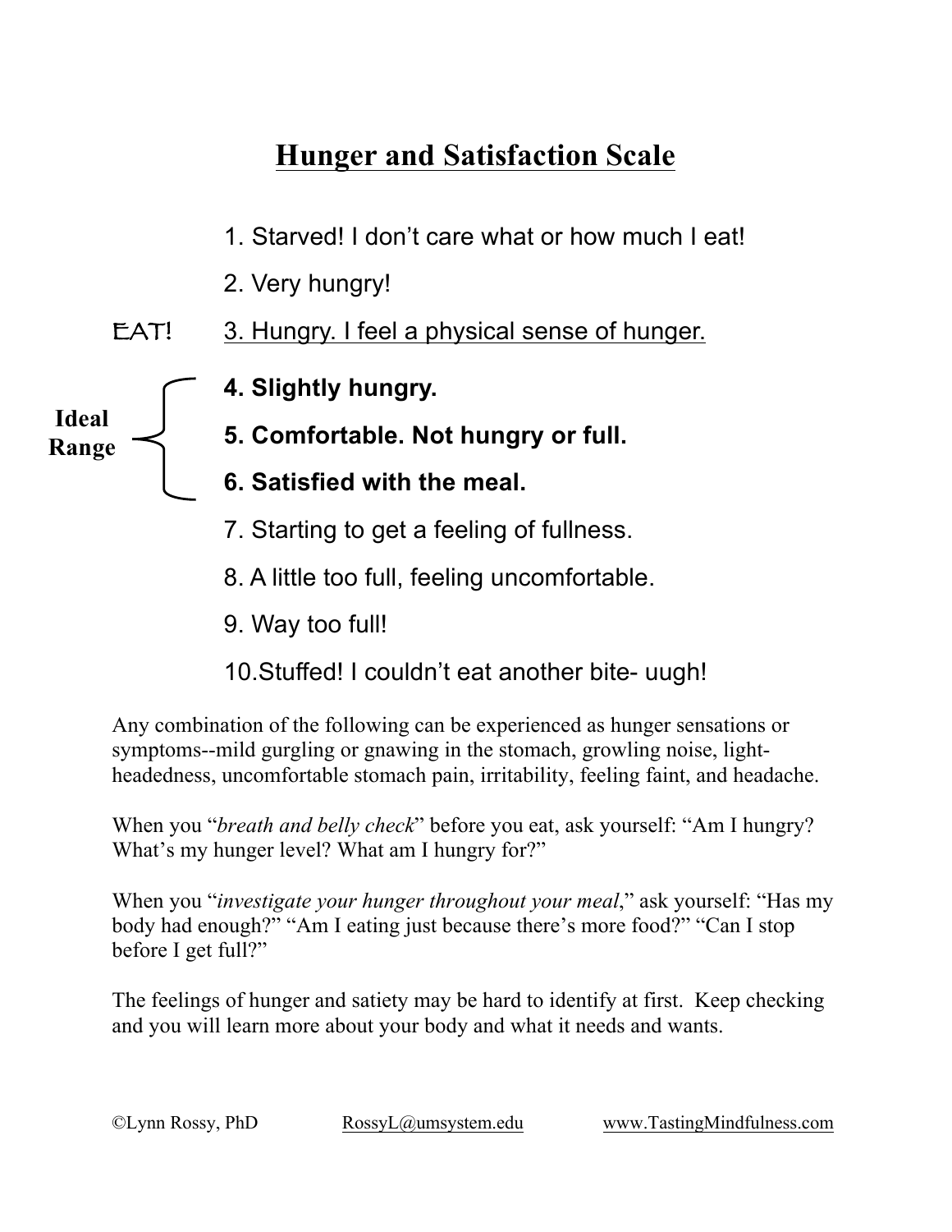# Hunger and Satisfaction Scale

1. Starved! I don't care what or how much I eat!
2. Very hungry!
3. EAT! <u>Hungry. I feel a physical sense of hunger.</u>

Ideal Range:

4. **Slightly hungry.**
5. **Comfortable. Not hungry or full.**
6. **Satisfied with the meal.**

7. Starting to get a feeling of fullness.
8. A little too full, feeling uncomfortable.
9. Way too full!
10. Stuffed! I couldn't eat another bite- uugh!

Any combination of the following can be experienced as hunger sensations or symptoms--mild gurgling or gnawing in the stomach, growling noise, light-headedness, uncomfortable stomach pain, irritability, feeling faint, and headache.

When you "*breath and belly check*" before you eat, ask yourself: "Am I hungry? What's my hunger level? What am I hungry for?"

When you "*investigate your hunger throughout your meal*," ask yourself: "Has my body had enough?" "Am I eating just because there's more food?" "Can I stop before I get full?"

The feelings of hunger and satiety may be hard to identify at first. Keep checking and you will learn more about your body and what it needs and wants.

©Lynn Rossy, PhD RossyL@umsystem.edu www.TastingMindfulness.com